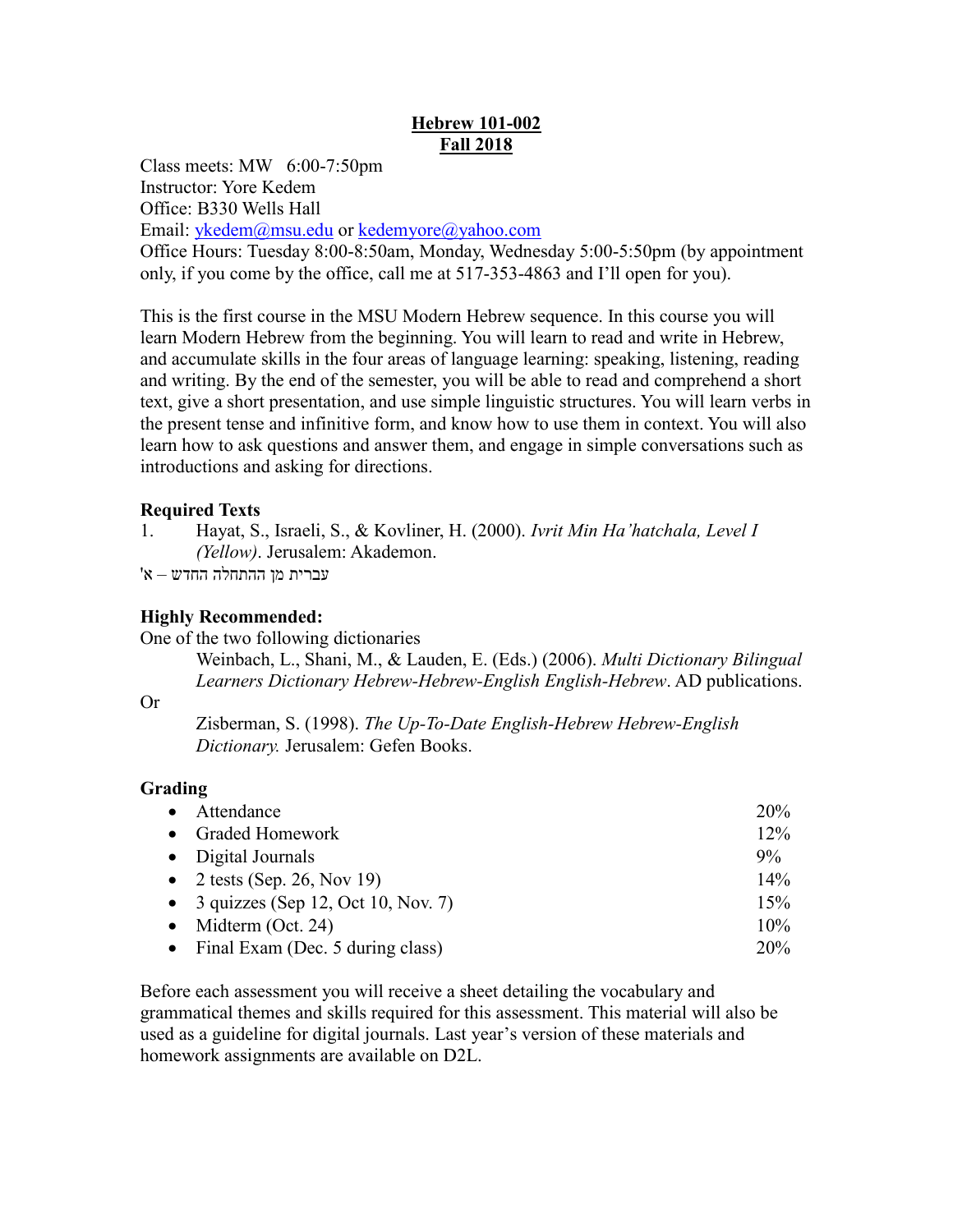# Hebrew 101-002
## Fall 2018

Class meets: MW 6:00-7:50pm
Instructor: Yore Kedem
Office: B330 Wells Hall
Email: ykedem@msu.edu or kedemyore@yahoo.com
Office Hours: Tuesday 8:00-8:50am, Monday, Wednesday 5:00-5:50pm (by appointment only, if you come by the office, call me at 517-353-4863 and I'll open for you).

This is the first course in the MSU Modern Hebrew sequence. In this course you will learn Modern Hebrew from the beginning. You will learn to read and write in Hebrew, and accumulate skills in the four areas of language learning: speaking, listening, reading and writing. By the end of the semester, you will be able to read and comprehend a short text, give a short presentation, and use simple linguistic structures. You will learn verbs in the present tense and infinitive form, and know how to use them in context. You will also learn how to ask questions and answer them, and engage in simple conversations such as introductions and asking for directions.

**Required Texts**

1. Hayat, S., Israeli, S., & Kovliner, H. (2000). *Ivrit Min Ha'hatchala, Level I (Yellow)*. Jerusalem: Akademon.

עברית מן ההתחלה החדש – א'

**Highly Recommended:**

One of the two following dictionaries

Weinbach, L., Shani, M., & Lauden, E. (Eds.) (2006). *Multi Dictionary Bilingual Learners Dictionary Hebrew-Hebrew-English English-Hebrew*. AD publications.

Or

Zisberman, S. (1998). *The Up-To-Date English-Hebrew Hebrew-English Dictionary.* Jerusalem: Gefen Books.

**Grading**

| | |
|---|---|
| • Attendance | 20% |
| • Graded Homework | 12% |
| • Digital Journals | 9% |
| • 2 tests (Sep. 26, Nov 19) | 14% |
| • 3 quizzes (Sep 12, Oct 10, Nov. 7) | 15% |
| • Midterm (Oct. 24) | 10% |
| • Final Exam (Dec. 5 during class) | 20% |

Before each assessment you will receive a sheet detailing the vocabulary and grammatical themes and skills required for this assessment. This material will also be used as a guideline for digital journals. Last year's version of these materials and homework assignments are available on D2L.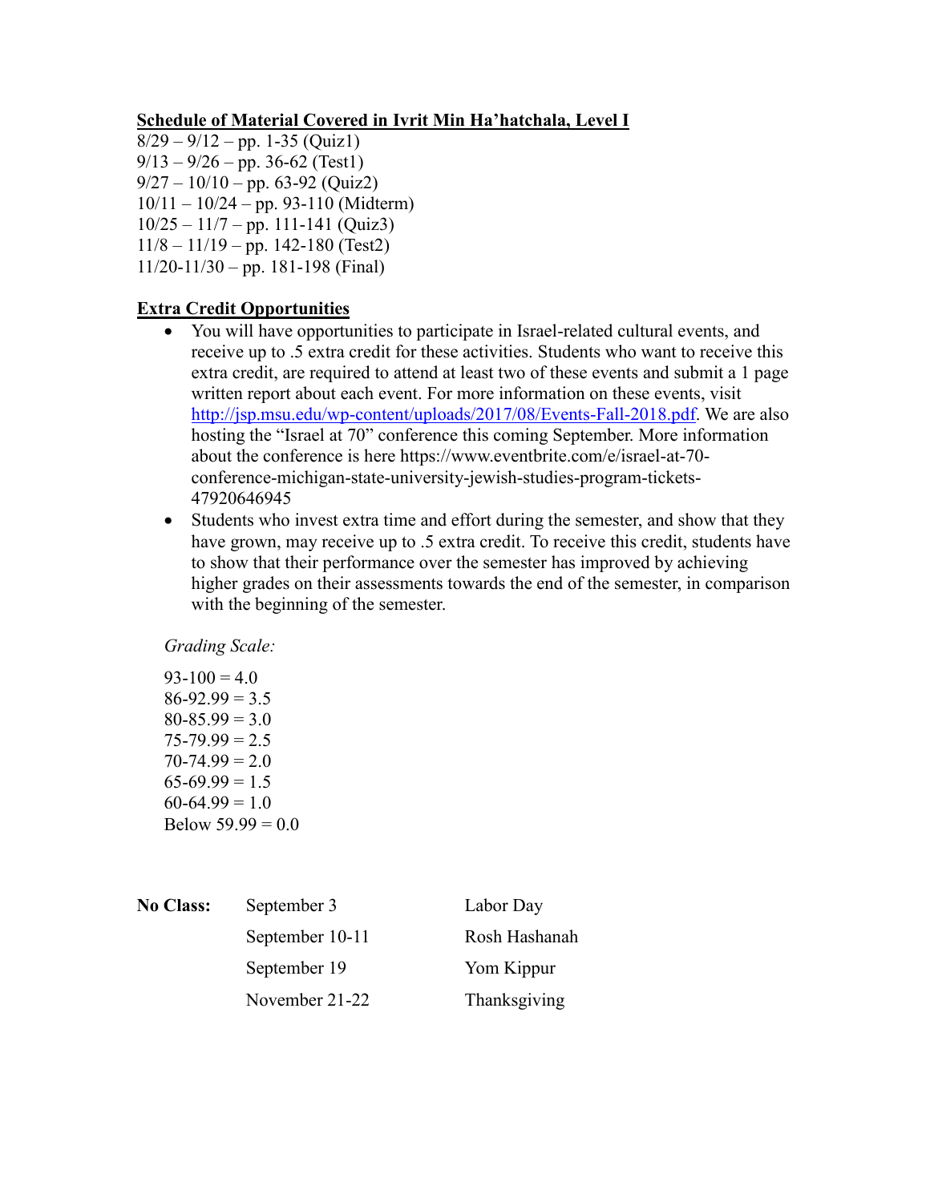**Schedule of Material Covered in Ivrit Min Ha'hatchala, Level I**

8/29 – 9/12 – pp. 1-35 (Quiz1)
9/13 – 9/26 – pp. 36-62 (Test1)
9/27 – 10/10 – pp. 63-92 (Quiz2)
10/11 – 10/24 – pp. 93-110 (Midterm)
10/25 – 11/7 – pp. 111-141 (Quiz3)
11/8 – 11/19 – pp. 142-180 (Test2)
11/20-11/30 – pp. 181-198 (Final)

**Extra Credit Opportunities**

- You will have opportunities to participate in Israel-related cultural events, and receive up to .5 extra credit for these activities. Students who want to receive this extra credit, are required to attend at least two of these events and submit a 1 page written report about each event. For more information on these events, visit [http://jsp.msu.edu/wp-content/uploads/2017/08/Events-Fall-2018.pdf](http://jsp.msu.edu/wp-content/uploads/2017/08/Events-Fall-2018.pdf). We are also hosting the "Israel at 70" conference this coming September. More information about the conference is here https://www.eventbrite.com/e/israel-at-70-conference-michigan-state-university-jewish-studies-program-tickets-47920646945
- Students who invest extra time and effort during the semester, and show that they have grown, may receive up to .5 extra credit. To receive this credit, students have to show that their performance over the semester has improved by achieving higher grades on their assessments towards the end of the semester, in comparison with the beginning of the semester.

*Grading Scale:*

93-100 = 4.0
86-92.99 = 3.5
80-85.99 = 3.0
75-79.99 = 2.5
70-74.99 = 2.0
65-69.99 = 1.5
60-64.99 = 1.0
Below 59.99 = 0.0

| **No Class:** | September 3 | Labor Day |
|---|---|---|
| | September 10-11 | Rosh Hashanah |
| | September 19 | Yom Kippur |
| | November 21-22 | Thanksgiving |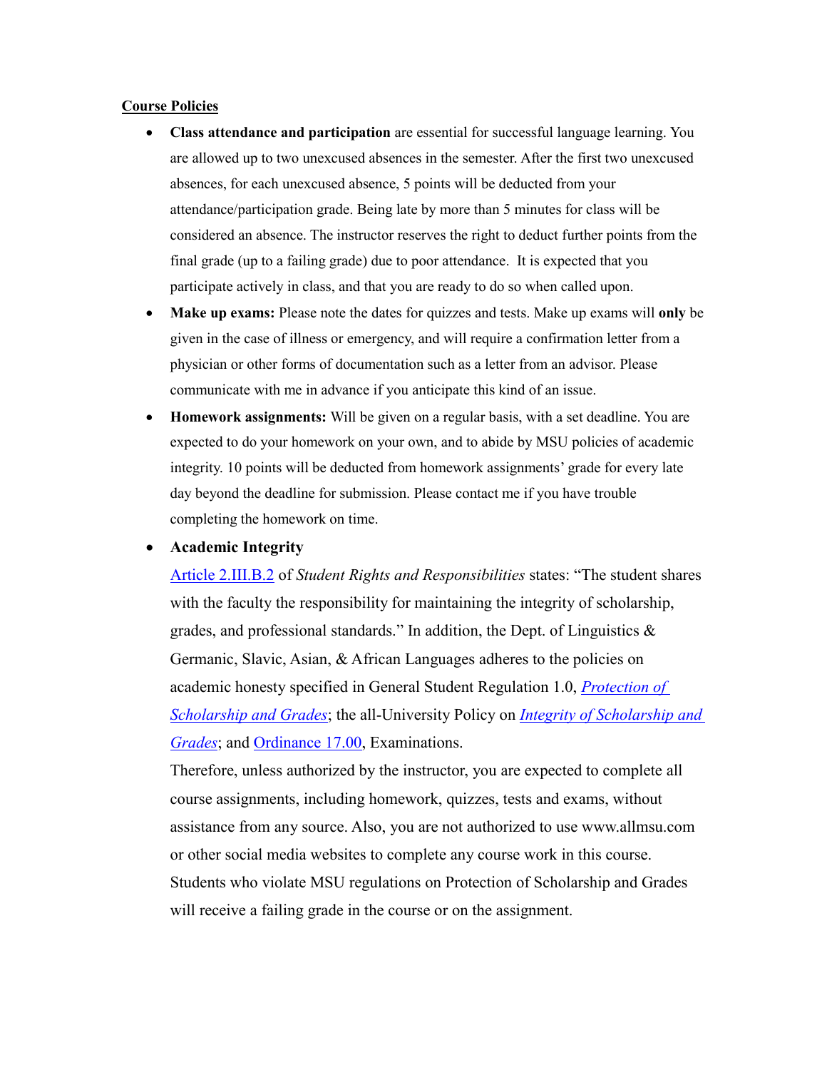**Course Policies**

- **Class attendance and participation** are essential for successful language learning. You are allowed up to two unexcused absences in the semester. After the first two unexcused absences, for each unexcused absence, 5 points will be deducted from your attendance/participation grade. Being late by more than 5 minutes for class will be considered an absence. The instructor reserves the right to deduct further points from the final grade (up to a failing grade) due to poor attendance. It is expected that you participate actively in class, and that you are ready to do so when called upon.
- **Make up exams:** Please note the dates for quizzes and tests. Make up exams will **only** be given in the case of illness or emergency, and will require a confirmation letter from a physician or other forms of documentation such as a letter from an advisor. Please communicate with me in advance if you anticipate this kind of an issue.
- **Homework assignments:** Will be given on a regular basis, with a set deadline. You are expected to do your homework on your own, and to abide by MSU policies of academic integrity. 10 points will be deducted from homework assignments' grade for every late day beyond the deadline for submission. Please contact me if you have trouble completing the homework on time.
- **Academic Integrity**

  Article 2.III.B.2 of *Student Rights and Responsibilities* states: "The student shares with the faculty the responsibility for maintaining the integrity of scholarship, grades, and professional standards." In addition, the Dept. of Linguistics & Germanic, Slavic, Asian, & African Languages adheres to the policies on academic honesty specified in General Student Regulation 1.0, *Protection of Scholarship and Grades*; the all-University Policy on *Integrity of Scholarship and Grades*; and Ordinance 17.00, Examinations.

  Therefore, unless authorized by the instructor, you are expected to complete all course assignments, including homework, quizzes, tests and exams, without assistance from any source. Also, you are not authorized to use www.allmsu.com or other social media websites to complete any course work in this course. Students who violate MSU regulations on Protection of Scholarship and Grades will receive a failing grade in the course or on the assignment.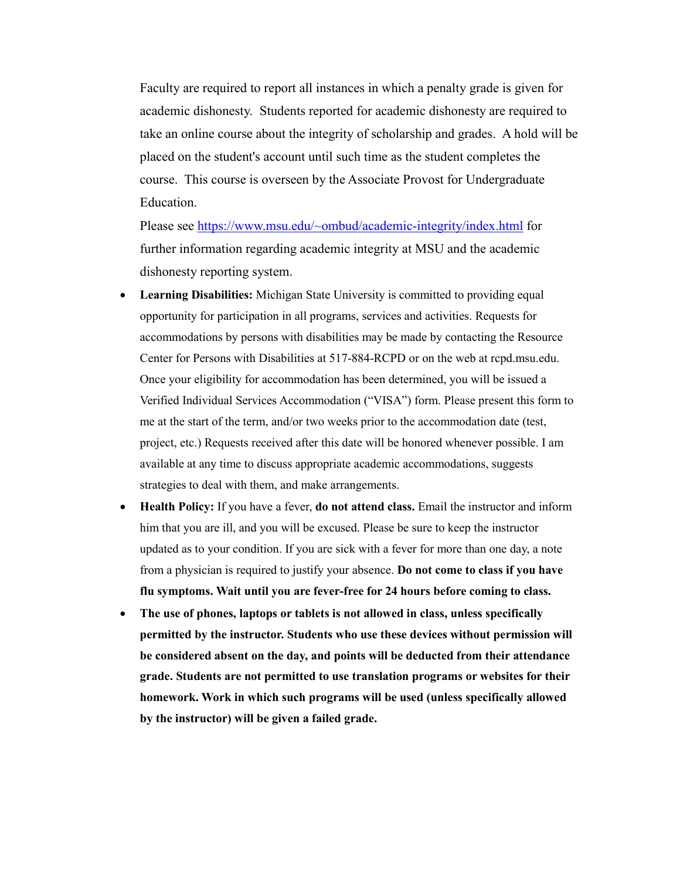Faculty are required to report all instances in which a penalty grade is given for academic dishonesty. Students reported for academic dishonesty are required to take an online course about the integrity of scholarship and grades. A hold will be placed on the student's account until such time as the student completes the course. This course is overseen by the Associate Provost for Undergraduate Education.

Please see https://www.msu.edu/~ombud/academic-integrity/index.html for further information regarding academic integrity at MSU and the academic dishonesty reporting system.

- **Learning Disabilities:** Michigan State University is committed to providing equal opportunity for participation in all programs, services and activities. Requests for accommodations by persons with disabilities may be made by contacting the Resource Center for Persons with Disabilities at 517-884-RCPD or on the web at rcpd.msu.edu. Once your eligibility for accommodation has been determined, you will be issued a Verified Individual Services Accommodation ("VISA") form. Please present this form to me at the start of the term, and/or two weeks prior to the accommodation date (test, project, etc.) Requests received after this date will be honored whenever possible. I am available at any time to discuss appropriate academic accommodations, suggests strategies to deal with them, and make arrangements.
- **Health Policy:** If you have a fever, **do not attend class.** Email the instructor and inform him that you are ill, and you will be excused. Please be sure to keep the instructor updated as to your condition. If you are sick with a fever for more than one day, a note from a physician is required to justify your absence. **Do not come to class if you have flu symptoms. Wait until you are fever-free for 24 hours before coming to class.**
- **The use of phones, laptops or tablets is not allowed in class, unless specifically permitted by the instructor. Students who use these devices without permission will be considered absent on the day, and points will be deducted from their attendance grade. Students are not permitted to use translation programs or websites for their homework. Work in which such programs will be used (unless specifically allowed by the instructor) will be given a failed grade.**